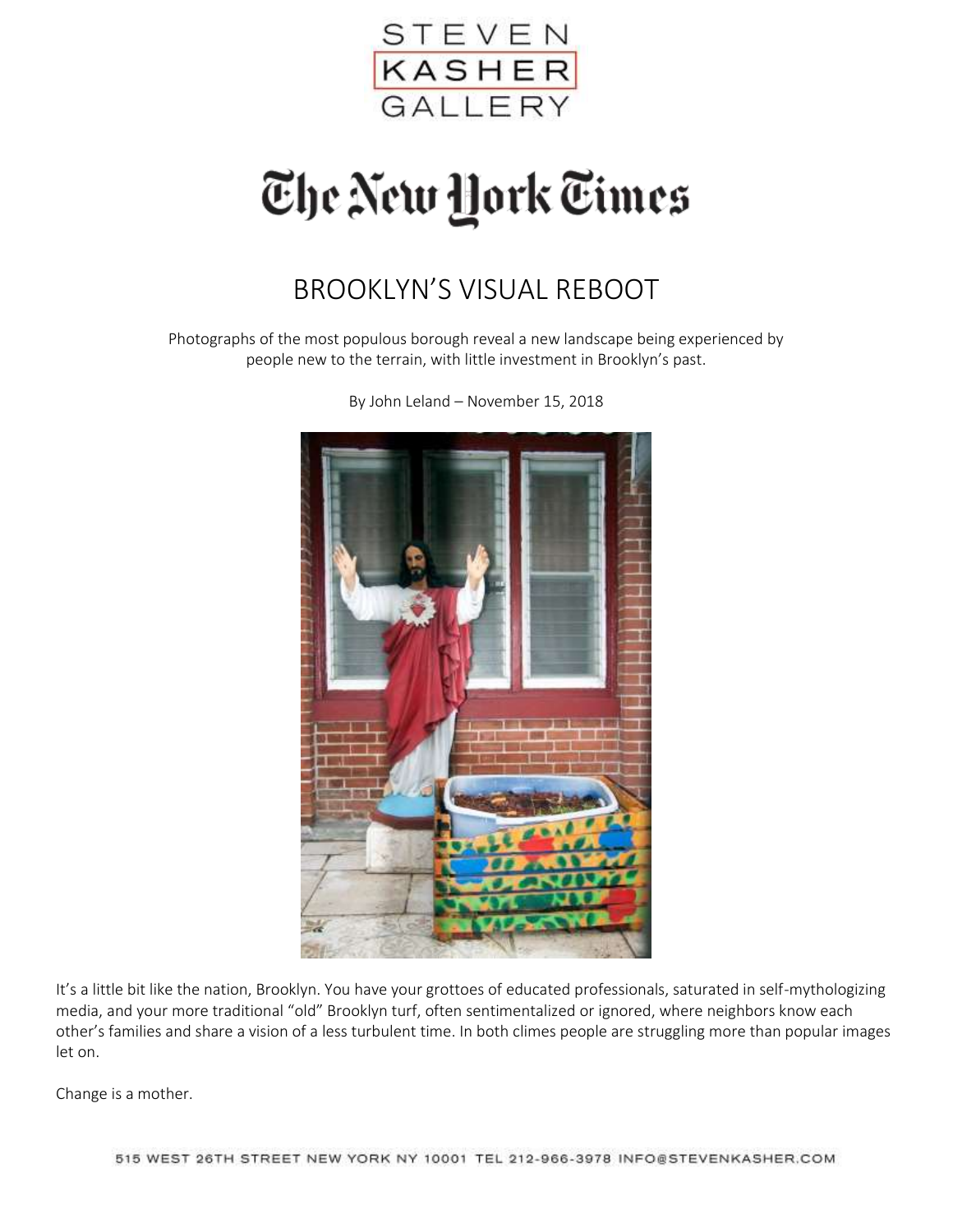STEVEN KASHER GALLERY

The New York Times

# BROOKLYN'S VISUAL REBOOT

Photographs of the most populous borough reveal a new landscape being experienced by people new to the terrain, with little investment in Brooklyn's past.

By John Leland – November 15, 2018

It's a little bit like the nation, Brooklyn. You have your grottoes of educated professionals, saturated in self-mythologizing media, and your more traditional "old" Brooklyn turf, often sentimentalized or ignored, where neighbors know each other's families and share a vision of a less turbulent time. In both climes people are struggling more than popular images let on.

Change is a mother.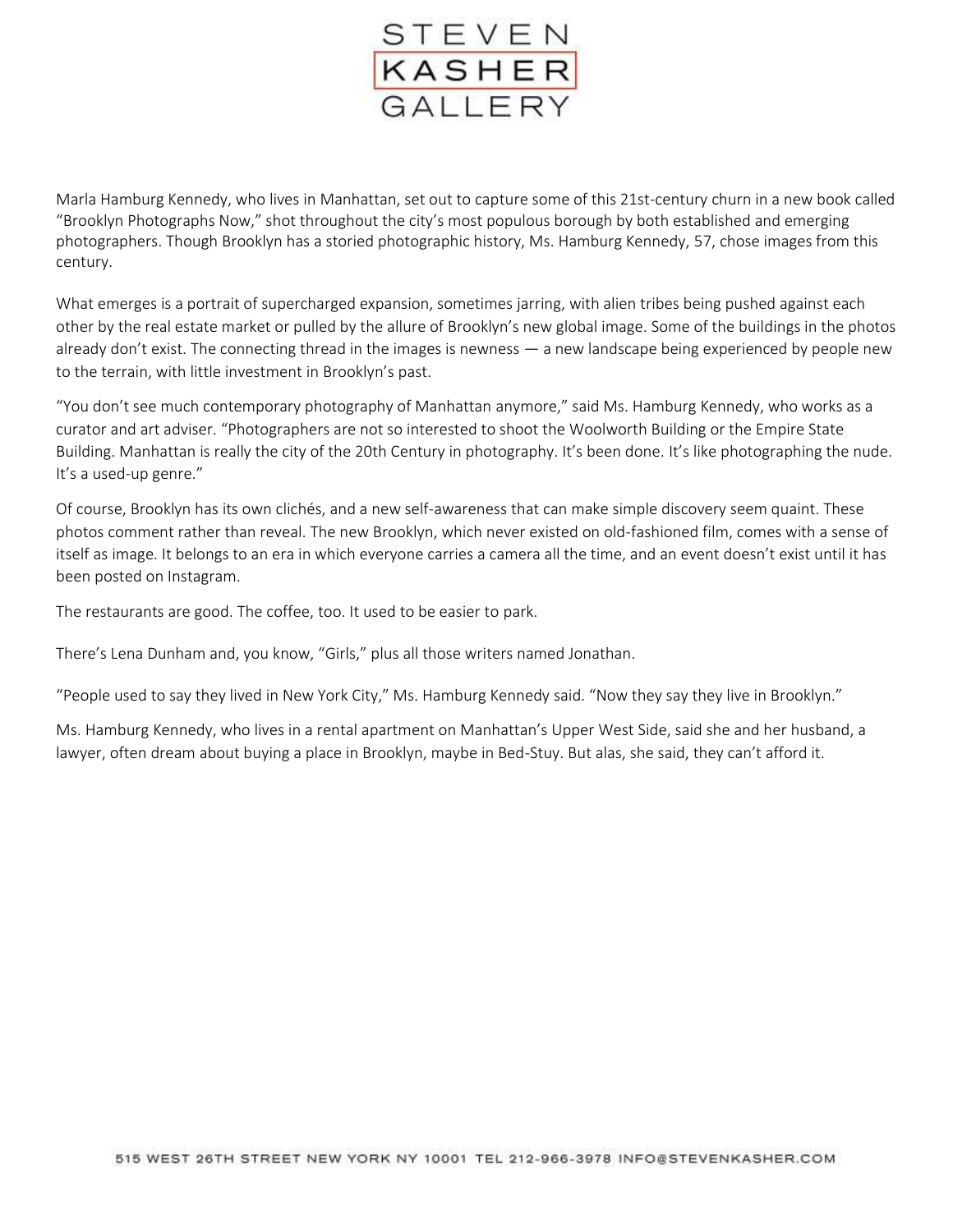Marla Hamburg Kennedy, who lives in Manhattan, set out to capture some of this 21st-century churn in a new book called "Brooklyn Photographs Now," shot throughout the city's most populous borough by both established and emerging photographers. Though Brooklyn has a storied photographic history, Ms. Hamburg Kennedy, 57, chose images from this century.

What emerges is a portrait of supercharged expansion, sometimes jarring, with alien tribes being pushed against each other by the real estate market or pulled by the allure of Brooklyn's new global image. Some of the buildings in the photos already don't exist. The connecting thread in the images is newness — a new landscape being experienced by people new to the terrain, with little investment in Brooklyn's past.

"You don't see much contemporary photography of Manhattan anymore," said Ms. Hamburg Kennedy, who works as a curator and art adviser. "Photographers are not so interested to shoot the Woolworth Building or the Empire State Building. Manhattan is really the city of the 20th Century in photography. It's been done. It's like photographing the nude. It's a used-up genre."

Of course, Brooklyn has its own clichés, and a new self-awareness that can make simple discovery seem quaint. These photos comment rather than reveal. The new Brooklyn, which never existed on old-fashioned film, comes with a sense of itself as image. It belongs to an era in which everyone carries a camera all the time, and an event doesn't exist until it has been posted on Instagram.

The restaurants are good. The coffee, too. It used to be easier to park.

There's Lena Dunham and, you know, "Girls," plus all those writers named Jonathan.

"People used to say they lived in New York City," Ms. Hamburg Kennedy said. "Now they say they live in Brooklyn."

Ms. Hamburg Kennedy, who lives in a rental apartment on Manhattan's Upper West Side, said she and her husband, a lawyer, often dream about buying a place in Brooklyn, maybe in Bed-Stuy. But alas, she said, they can't afford it.